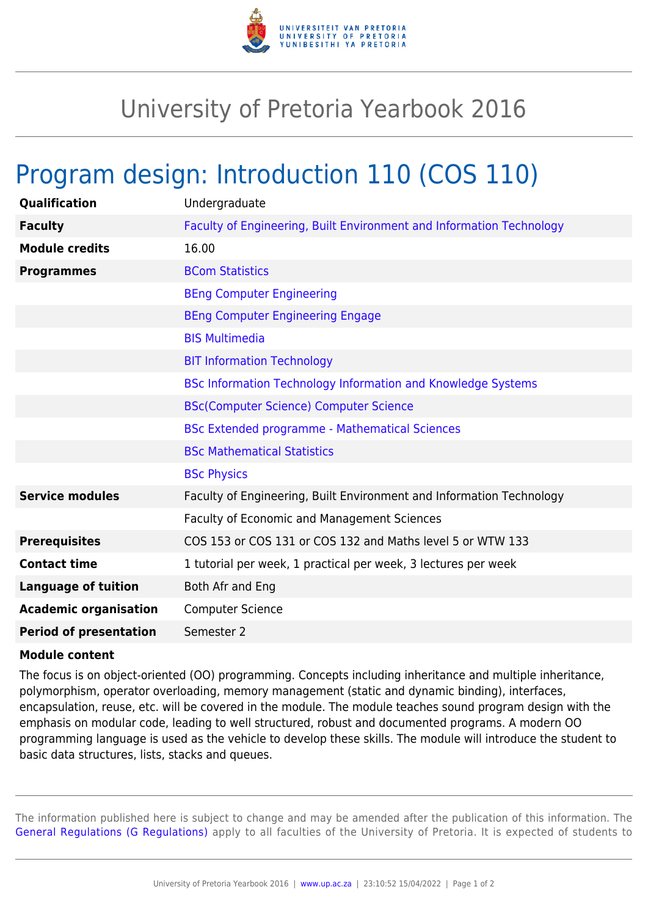# University of Pretoria Yearbook 2016

## Program design: Introduction 110 (COS 110)

| | |
|---|---|
| **Qualification** | Undergraduate |
| **Faculty** | Faculty of Engineering, Built Environment and Information Technology |
| **Module credits** | 16.00 |
| **Programmes** | BCom Statistics |
| | BEng Computer Engineering |
| | BEng Computer Engineering Engage |
| | BIS Multimedia |
| | BIT Information Technology |
| | BSc Information Technology Information and Knowledge Systems |
| | BSc(Computer Science) Computer Science |
| | BSc Extended programme - Mathematical Sciences |
| | BSc Mathematical Statistics |
| | BSc Physics |
| **Service modules** | Faculty of Engineering, Built Environment and Information Technology |
| | Faculty of Economic and Management Sciences |
| **Prerequisites** | COS 153 or COS 131 or COS 132 and Maths level 5 or WTW 133 |
| **Contact time** | 1 tutorial per week, 1 practical per week, 3 lectures per week |
| **Language of tuition** | Both Afr and Eng |
| **Academic organisation** | Computer Science |
| **Period of presentation** | Semester 2 |

**Module content**

The focus is on object-oriented (OO) programming. Concepts including inheritance and multiple inheritance, polymorphism, operator overloading, memory management (static and dynamic binding), interfaces, encapsulation, reuse, etc. will be covered in the module. The module teaches sound program design with the emphasis on modular code, leading to well structured, robust and documented programs. A modern OO programming language is used as the vehicle to develop these skills. The module will introduce the student to basic data structures, lists, stacks and queues.

The information published here is subject to change and may be amended after the publication of this information. The General Regulations (G Regulations) apply to all faculties of the University of Pretoria. It is expected of students to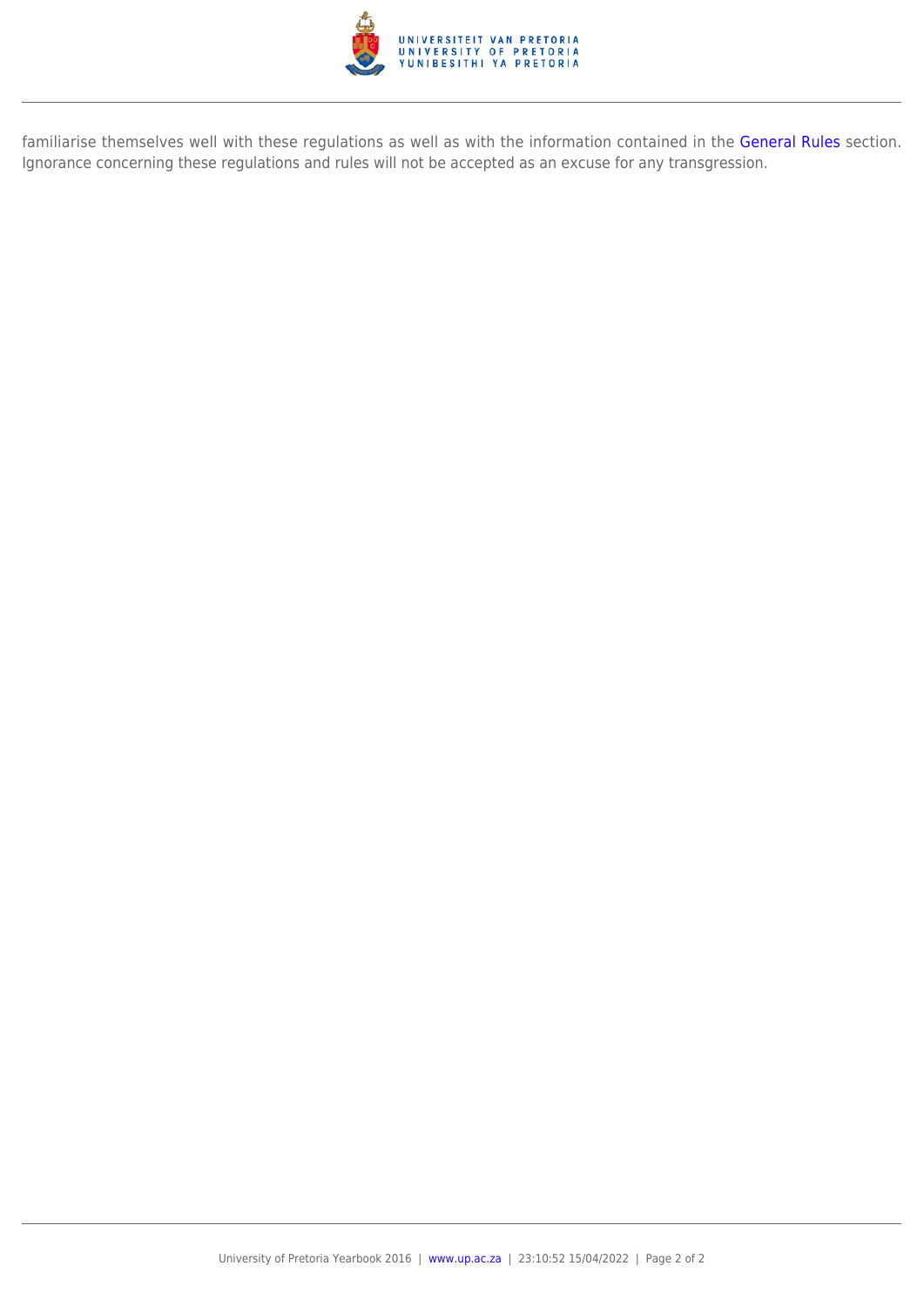familiarise themselves well with these regulations as well as with the information contained in the General Rules section. Ignorance concerning these regulations and rules will not be accepted as an excuse for any transgression.